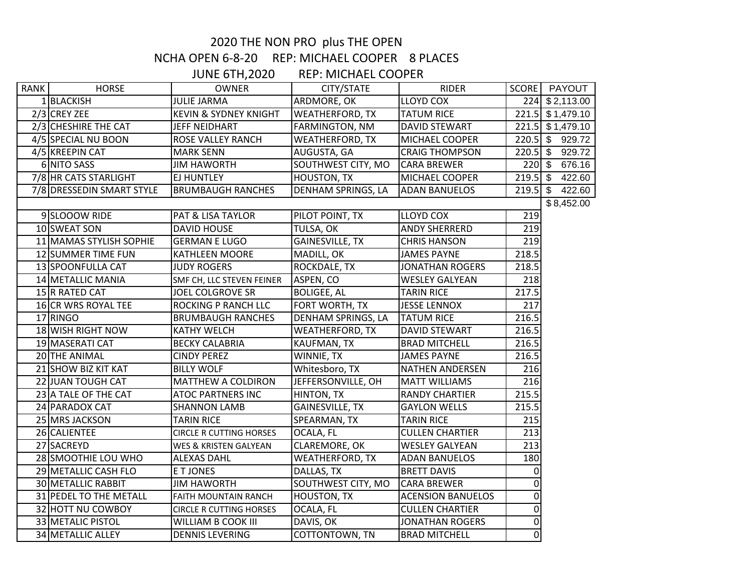# 2020 THE NON PRO plus THE OPEN

## NCHA OPEN 6-8-20 REP: MICHAEL COOPER 8 PLACES

## JUNE 6TH,2020 REP: MICHAEL COOPER

| RANK | HORSE | OWNER | CITY/STATE | RIDER | SCORE | PAYOUT |
|---|---|---|---|---|---|---|
| 1 | BLACKISH | JULIE JARMA | ARDMORE, OK | LLOYD COX | 224 | $ 2,113.00 |
| 2/3 | CREY ZEE | KEVIN & SYDNEY KNIGHT | WEATHERFORD, TX | TATUM RICE | 221.5 | $ 1,479.10 |
| 2/3 | CHESHIRE THE CAT | JEFF NEIDHART | FARMINGTON, NM | DAVID STEWART | 221.5 | $ 1,479.10 |
| 4/5 | SPECIAL NU BOON | ROSE VALLEY RANCH | WEATHERFORD, TX | MICHAEL COOPER | 220.5 | $ 929.72 |
| 4/5 | KREEPIN CAT | MARK SENN | AUGUSTA, GA | CRAIG THOMPSON | 220.5 | $ 929.72 |
| 6 | NITO SASS | JIM HAWORTH | SOUTHWEST CITY, MO | CARA BREWER | 220 | $ 676.16 |
| 7/8 | HR CATS STARLIGHT | EJ HUNTLEY | HOUSTON, TX | MICHAEL COOPER | 219.5 | $ 422.60 |
| 7/8 | DRESSEDIN SMART STYLE | BRUMBAUGH RANCHES | DENHAM SPRINGS, LA | ADAN BANUELOS | 219.5 | $ 422.60 |
| | | | | | | $ 8,452.00 |
| 9 | SLOOOW RIDE | PAT & LISA TAYLOR | PILOT POINT, TX | LLOYD COX | 219 | |
| 10 | SWEAT SON | DAVID HOUSE | TULSA, OK | ANDY SHERRERD | 219 | |
| 11 | MAMAS STYLISH SOPHIE | GERMAN E LUGO | GAINESVILLE, TX | CHRIS HANSON | 219 | |
| 12 | SUMMER TIME FUN | KATHLEEN MOORE | MADILL, OK | JAMES PAYNE | 218.5 | |
| 13 | SPOONFULLA CAT | JUDY ROGERS | ROCKDALE, TX | JONATHAN ROGERS | 218.5 | |
| 14 | METALLIC MANIA | SMF CH, LLC STEVEN FEINER | ASPEN, CO | WESLEY GALYEAN | 218 | |
| 15 | R RATED CAT | JOEL COLGROVE SR | BOLIGEE, AL | TARIN RICE | 217.5 | |
| 16 | CR WRS ROYAL TEE | ROCKING P RANCH LLC | FORT WORTH, TX | JESSE LENNOX | 217 | |
| 17 | RINGO | BRUMBAUGH RANCHES | DENHAM SPRINGS, LA | TATUM RICE | 216.5 | |
| 18 | WISH RIGHT NOW | KATHY WELCH | WEATHERFORD, TX | DAVID STEWART | 216.5 | |
| 19 | MASERATI CAT | BECKY CALABRIA | KAUFMAN, TX | BRAD MITCHELL | 216.5 | |
| 20 | THE ANIMAL | CINDY PEREZ | WINNIE, TX | JAMES PAYNE | 216.5 | |
| 21 | SHOW BIZ KIT KAT | BILLY WOLF | Whitesboro, TX | NATHEN ANDERSEN | 216 | |
| 22 | JUAN TOUGH CAT | MATTHEW A COLDIRON | JEFFERSONVILLE, OH | MATT WILLIAMS | 216 | |
| 23 | A TALE OF THE CAT | ATOC PARTNERS INC | HINTON, TX | RANDY CHARTIER | 215.5 | |
| 24 | PARADOX CAT | SHANNON LAMB | GAINESVILLE, TX | GAYLON WELLS | 215.5 | |
| 25 | MRS JACKSON | TARIN RICE | SPEARMAN, TX | TARIN RICE | 215 | |
| 26 | CALIENTEE | CIRCLE R CUTTING HORSES | OCALA, FL | CULLEN CHARTIER | 213 | |
| 27 | SACREYD | WES & KRISTEN GALYEAN | CLAREMORE, OK | WESLEY GALYEAN | 213 | |
| 28 | SMOOTHIE LOU WHO | ALEXAS DAHL | WEATHERFORD, TX | ADAN BANUELOS | 180 | |
| 29 | METALLIC CASH FLO | E T JONES | DALLAS, TX | BRETT DAVIS | 0 | |
| 30 | METALLIC RABBIT | JIM HAWORTH | SOUTHWEST CITY, MO | CARA BREWER | 0 | |
| 31 | PEDEL TO THE METALL | FAITH MOUNTAIN RANCH | HOUSTON, TX | ACENSION BANUELOS | 0 | |
| 32 | HOTT NU COWBOY | CIRCLE R CUTTING HORSES | OCALA, FL | CULLEN CHARTIER | 0 | |
| 33 | METALIC PISTOL | WILLIAM B COOK III | DAVIS, OK | JONATHAN ROGERS | 0 | |
| 34 | METALLIC ALLEY | DENNIS LEVERING | COTTONTOWN, TN | BRAD MITCHELL | 0 | |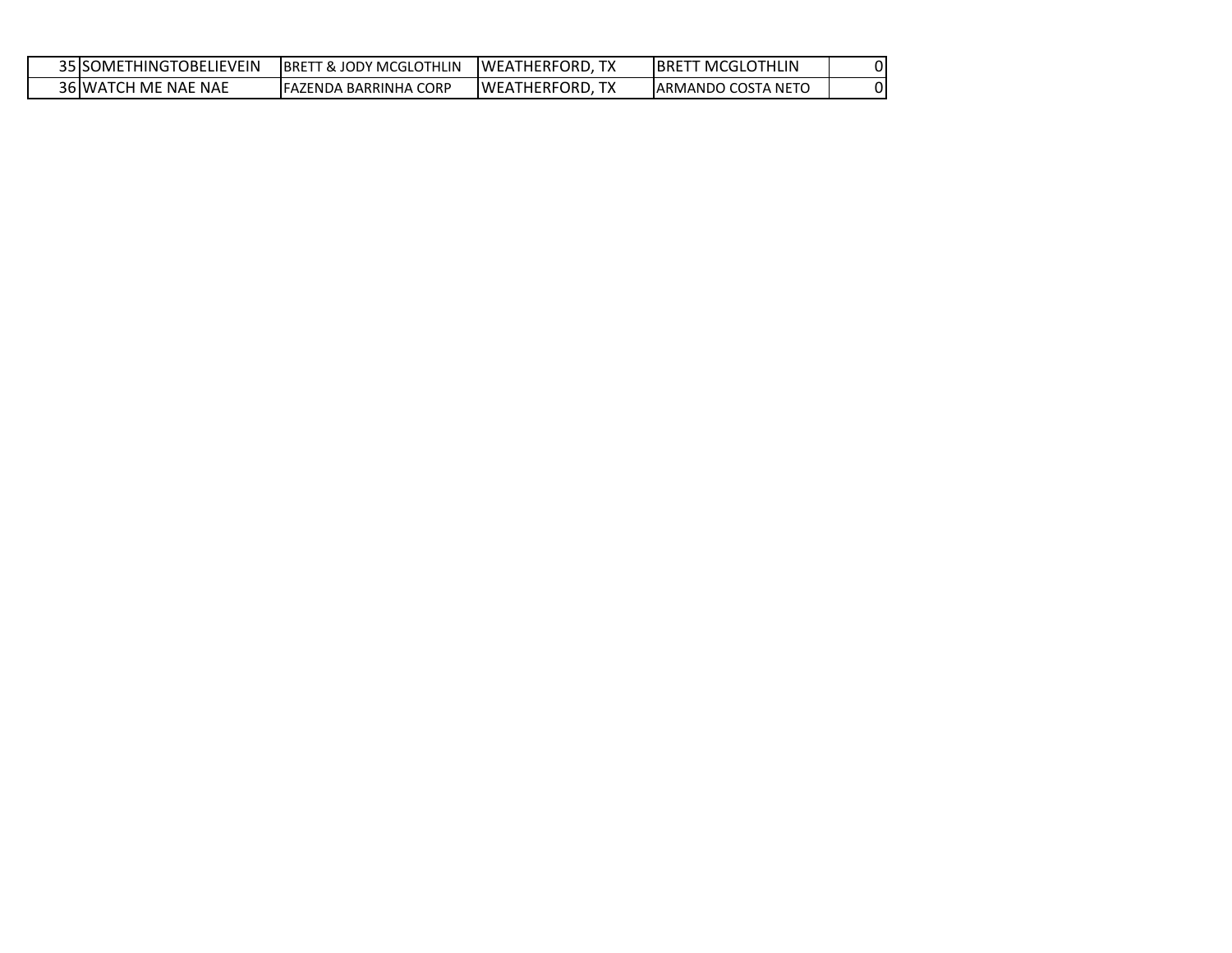| | | | | | |
|---|---|---|---|---|---|
| 35 | SOMETHINGTOBELIEVEIN | BRETT & JODY MCGLOTHLIN | WEATHERFORD, TX | BRETT MCGLOTHLIN | 0 |
| 36 | WATCH ME NAE NAE | FAZENDA BARRINHA CORP | WEATHERFORD, TX | ARMANDO COSTA NETO | 0 |